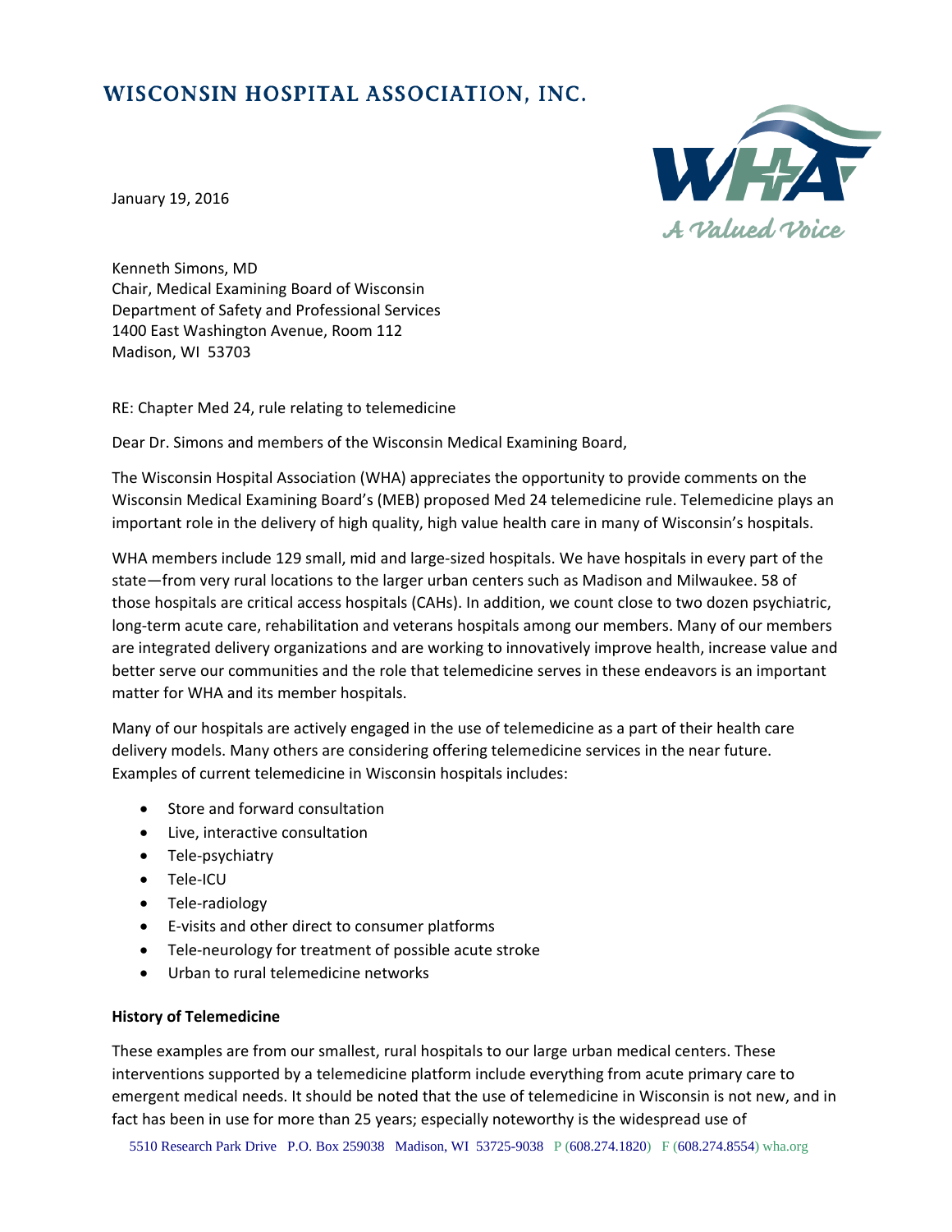# WISCONSIN HOSPITAL ASSOCIATION, INC.

January 19, 2016

Kenneth Simons, MD
Chair, Medical Examining Board of Wisconsin
Department of Safety and Professional Services
1400 East Washington Avenue, Room 112
Madison, WI 53703

RE: Chapter Med 24, rule relating to telemedicine

Dear Dr. Simons and members of the Wisconsin Medical Examining Board,

The Wisconsin Hospital Association (WHA) appreciates the opportunity to provide comments on the Wisconsin Medical Examining Board's (MEB) proposed Med 24 telemedicine rule. Telemedicine plays an important role in the delivery of high quality, high value health care in many of Wisconsin's hospitals.

WHA members include 129 small, mid and large-sized hospitals. We have hospitals in every part of the state—from very rural locations to the larger urban centers such as Madison and Milwaukee. 58 of those hospitals are critical access hospitals (CAHs). In addition, we count close to two dozen psychiatric, long-term acute care, rehabilitation and veterans hospitals among our members. Many of our members are integrated delivery organizations and are working to innovatively improve health, increase value and better serve our communities and the role that telemedicine serves in these endeavors is an important matter for WHA and its member hospitals.

Many of our hospitals are actively engaged in the use of telemedicine as a part of their health care delivery models. Many others are considering offering telemedicine services in the near future. Examples of current telemedicine in Wisconsin hospitals includes:

- Store and forward consultation
- Live, interactive consultation
- Tele-psychiatry
- Tele-ICU
- Tele-radiology
- E-visits and other direct to consumer platforms
- Tele-neurology for treatment of possible acute stroke
- Urban to rural telemedicine networks

**History of Telemedicine**

These examples are from our smallest, rural hospitals to our large urban medical centers. These interventions supported by a telemedicine platform include everything from acute primary care to emergent medical needs. It should be noted that the use of telemedicine in Wisconsin is not new, and in fact has been in use for more than 25 years; especially noteworthy is the widespread use of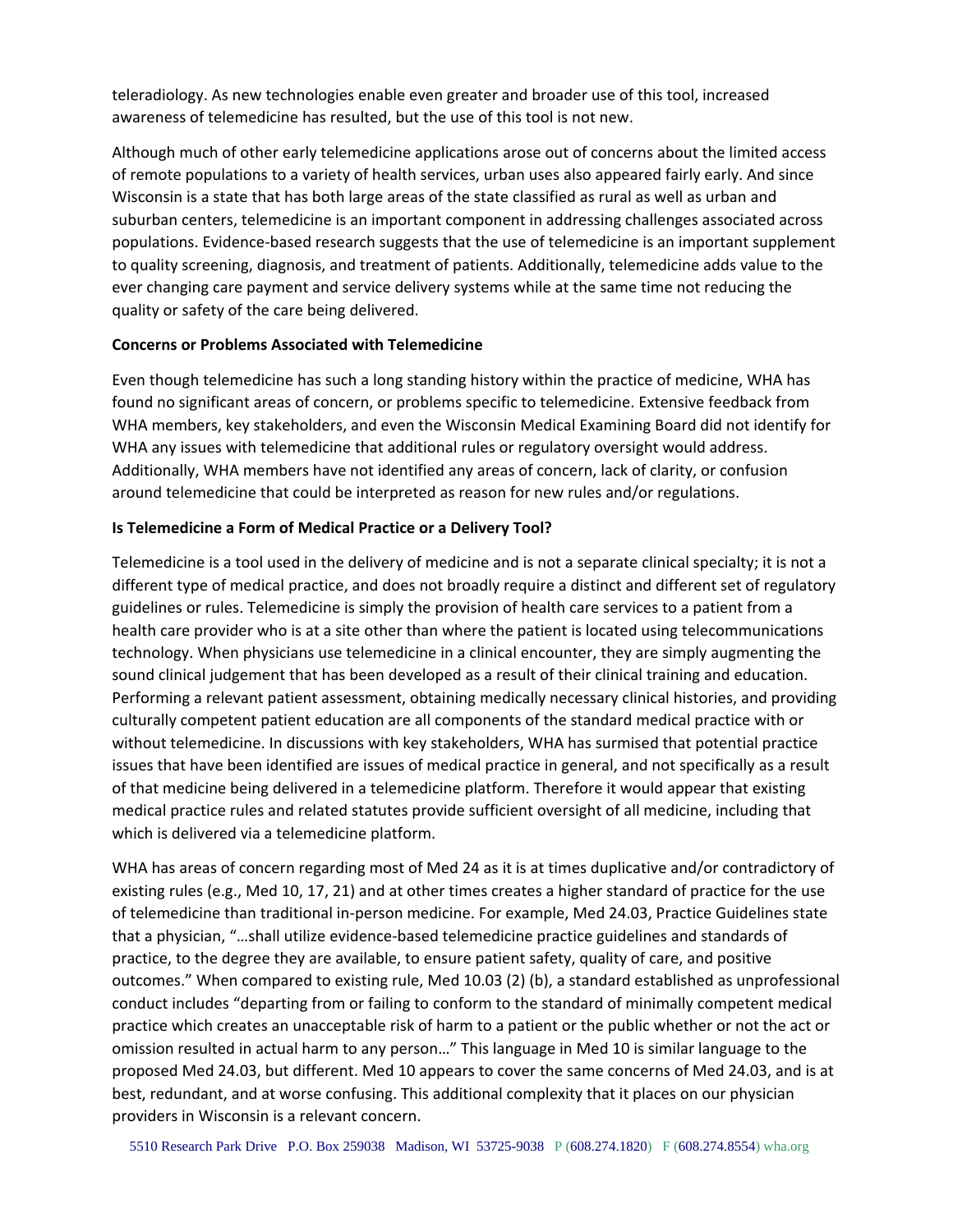teleradiology. As new technologies enable even greater and broader use of this tool, increased awareness of telemedicine has resulted, but the use of this tool is not new.

Although much of other early telemedicine applications arose out of concerns about the limited access of remote populations to a variety of health services, urban uses also appeared fairly early. And since Wisconsin is a state that has both large areas of the state classified as rural as well as urban and suburban centers, telemedicine is an important component in addressing challenges associated across populations. Evidence-based research suggests that the use of telemedicine is an important supplement to quality screening, diagnosis, and treatment of patients. Additionally, telemedicine adds value to the ever changing care payment and service delivery systems while at the same time not reducing the quality or safety of the care being delivered.

**Concerns or Problems Associated with Telemedicine**

Even though telemedicine has such a long standing history within the practice of medicine, WHA has found no significant areas of concern, or problems specific to telemedicine. Extensive feedback from WHA members, key stakeholders, and even the Wisconsin Medical Examining Board did not identify for WHA any issues with telemedicine that additional rules or regulatory oversight would address. Additionally, WHA members have not identified any areas of concern, lack of clarity, or confusion around telemedicine that could be interpreted as reason for new rules and/or regulations.

**Is Telemedicine a Form of Medical Practice or a Delivery Tool?**

Telemedicine is a tool used in the delivery of medicine and is not a separate clinical specialty; it is not a different type of medical practice, and does not broadly require a distinct and different set of regulatory guidelines or rules. Telemedicine is simply the provision of health care services to a patient from a health care provider who is at a site other than where the patient is located using telecommunications technology. When physicians use telemedicine in a clinical encounter, they are simply augmenting the sound clinical judgement that has been developed as a result of their clinical training and education. Performing a relevant patient assessment, obtaining medically necessary clinical histories, and providing culturally competent patient education are all components of the standard medical practice with or without telemedicine. In discussions with key stakeholders, WHA has surmised that potential practice issues that have been identified are issues of medical practice in general, and not specifically as a result of that medicine being delivered in a telemedicine platform. Therefore it would appear that existing medical practice rules and related statutes provide sufficient oversight of all medicine, including that which is delivered via a telemedicine platform.

WHA has areas of concern regarding most of Med 24 as it is at times duplicative and/or contradictory of existing rules (e.g., Med 10, 17, 21) and at other times creates a higher standard of practice for the use of telemedicine than traditional in-person medicine. For example, Med 24.03, Practice Guidelines state that a physician, "…shall utilize evidence-based telemedicine practice guidelines and standards of practice, to the degree they are available, to ensure patient safety, quality of care, and positive outcomes." When compared to existing rule, Med 10.03 (2) (b), a standard established as unprofessional conduct includes "departing from or failing to conform to the standard of minimally competent medical practice which creates an unacceptable risk of harm to a patient or the public whether or not the act or omission resulted in actual harm to any person…" This language in Med 10 is similar language to the proposed Med 24.03, but different. Med 10 appears to cover the same concerns of Med 24.03, and is at best, redundant, and at worse confusing. This additional complexity that it places on our physician providers in Wisconsin is a relevant concern.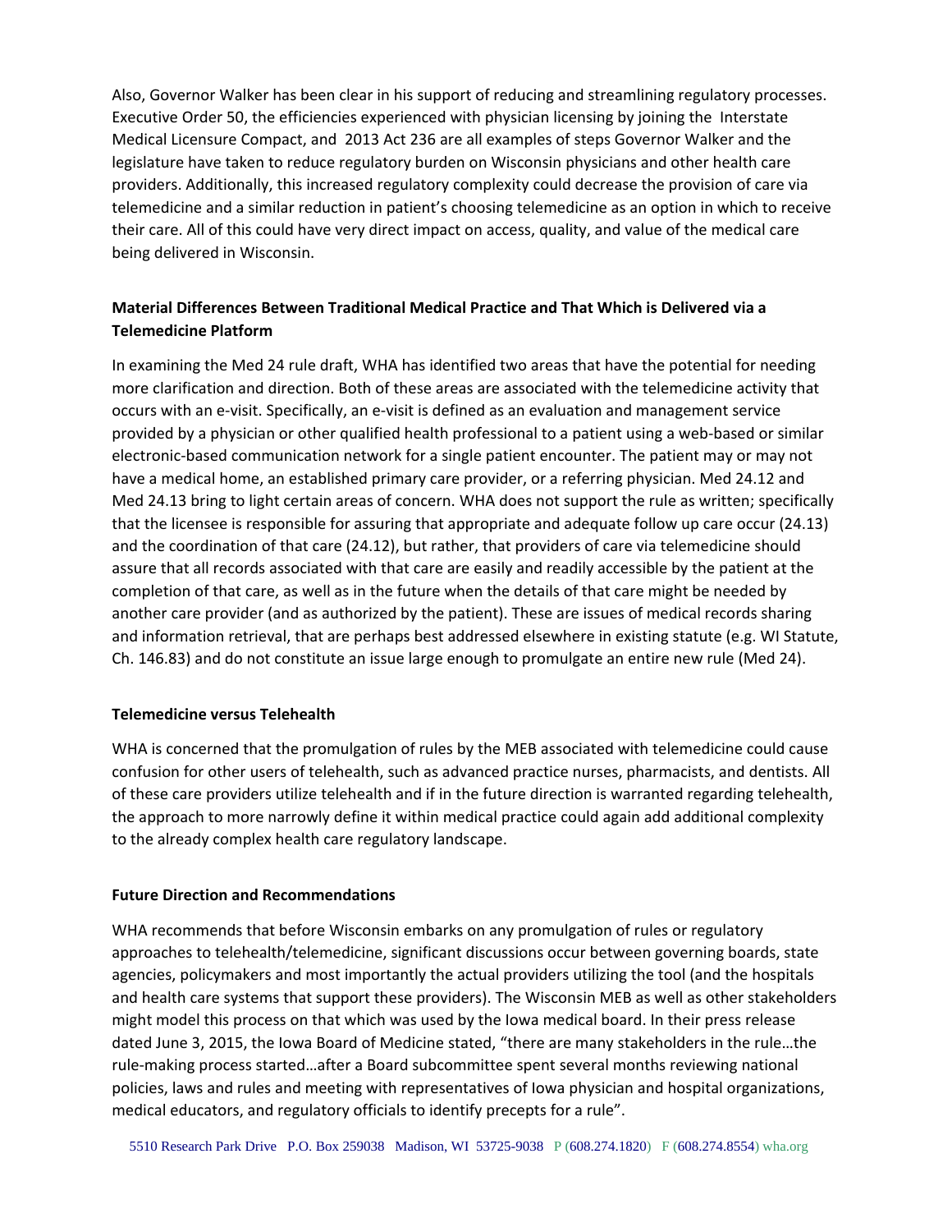Also, Governor Walker has been clear in his support of reducing and streamlining regulatory processes. Executive Order 50, the efficiencies experienced with physician licensing by joining the Interstate Medical Licensure Compact, and 2013 Act 236 are all examples of steps Governor Walker and the legislature have taken to reduce regulatory burden on Wisconsin physicians and other health care providers. Additionally, this increased regulatory complexity could decrease the provision of care via telemedicine and a similar reduction in patient's choosing telemedicine as an option in which to receive their care. All of this could have very direct impact on access, quality, and value of the medical care being delivered in Wisconsin.

**Material Differences Between Traditional Medical Practice and That Which is Delivered via a Telemedicine Platform**

In examining the Med 24 rule draft, WHA has identified two areas that have the potential for needing more clarification and direction. Both of these areas are associated with the telemedicine activity that occurs with an e-visit. Specifically, an e-visit is defined as an evaluation and management service provided by a physician or other qualified health professional to a patient using a web-based or similar electronic-based communication network for a single patient encounter. The patient may or may not have a medical home, an established primary care provider, or a referring physician. Med 24.12 and Med 24.13 bring to light certain areas of concern. WHA does not support the rule as written; specifically that the licensee is responsible for assuring that appropriate and adequate follow up care occur (24.13) and the coordination of that care (24.12), but rather, that providers of care via telemedicine should assure that all records associated with that care are easily and readily accessible by the patient at the completion of that care, as well as in the future when the details of that care might be needed by another care provider (and as authorized by the patient). These are issues of medical records sharing and information retrieval, that are perhaps best addressed elsewhere in existing statute (e.g. WI Statute, Ch. 146.83) and do not constitute an issue large enough to promulgate an entire new rule (Med 24).

**Telemedicine versus Telehealth**

WHA is concerned that the promulgation of rules by the MEB associated with telemedicine could cause confusion for other users of telehealth, such as advanced practice nurses, pharmacists, and dentists. All of these care providers utilize telehealth and if in the future direction is warranted regarding telehealth, the approach to more narrowly define it within medical practice could again add additional complexity to the already complex health care regulatory landscape.

**Future Direction and Recommendations**

WHA recommends that before Wisconsin embarks on any promulgation of rules or regulatory approaches to telehealth/telemedicine, significant discussions occur between governing boards, state agencies, policymakers and most importantly the actual providers utilizing the tool (and the hospitals and health care systems that support these providers). The Wisconsin MEB as well as other stakeholders might model this process on that which was used by the Iowa medical board. In their press release dated June 3, 2015, the Iowa Board of Medicine stated, "there are many stakeholders in the rule…the rule-making process started…after a Board subcommittee spent several months reviewing national policies, laws and rules and meeting with representatives of Iowa physician and hospital organizations, medical educators, and regulatory officials to identify precepts for a rule".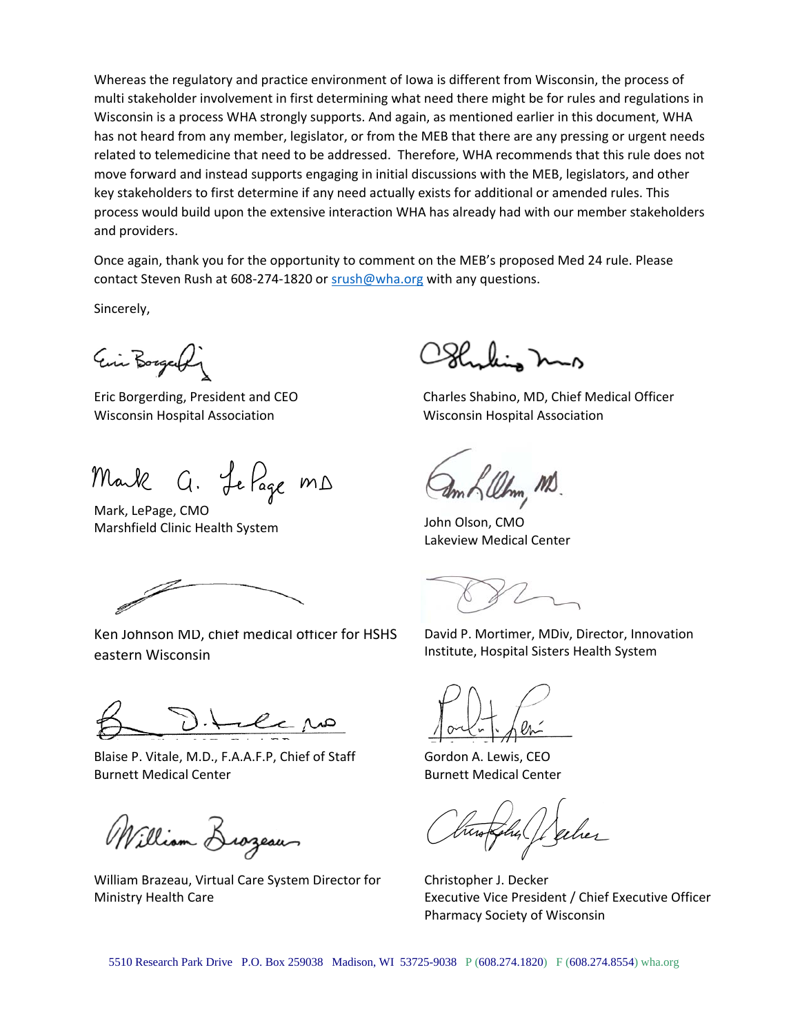Whereas the regulatory and practice environment of Iowa is different from Wisconsin, the process of multi stakeholder involvement in first determining what need there might be for rules and regulations in Wisconsin is a process WHA strongly supports. And again, as mentioned earlier in this document, WHA has not heard from any member, legislator, or from the MEB that there are any pressing or urgent needs related to telemedicine that need to be addressed. Therefore, WHA recommends that this rule does not move forward and instead supports engaging in initial discussions with the MEB, legislators, and other key stakeholders to first determine if any need actually exists for additional or amended rules. This process would build upon the extensive interaction WHA has already had with our member stakeholders and providers.

Once again, thank you for the opportunity to comment on the MEB's proposed Med 24 rule. Please contact Steven Rush at 608-274-1820 or srush@wha.org with any questions.

Sincerely,

Eric Borgerding, President and CEO
Wisconsin Hospital Association

Charles Shabino, MD, Chief Medical Officer
Wisconsin Hospital Association

Mark, LePage, CMO
Marshfield Clinic Health System

John Olson, CMO
Lakeview Medical Center

Ken Johnson MD, chief medical officer for HSHS eastern Wisconsin

David P. Mortimer, MDiv, Director, Innovation Institute, Hospital Sisters Health System

Blaise P. Vitale, M.D., F.A.A.F.P, Chief of Staff
Burnett Medical Center

Gordon A. Lewis, CEO
Burnett Medical Center

William Brazeau, Virtual Care System Director for Ministry Health Care

Christopher J. Decker
Executive Vice President / Chief Executive Officer
Pharmacy Society of Wisconsin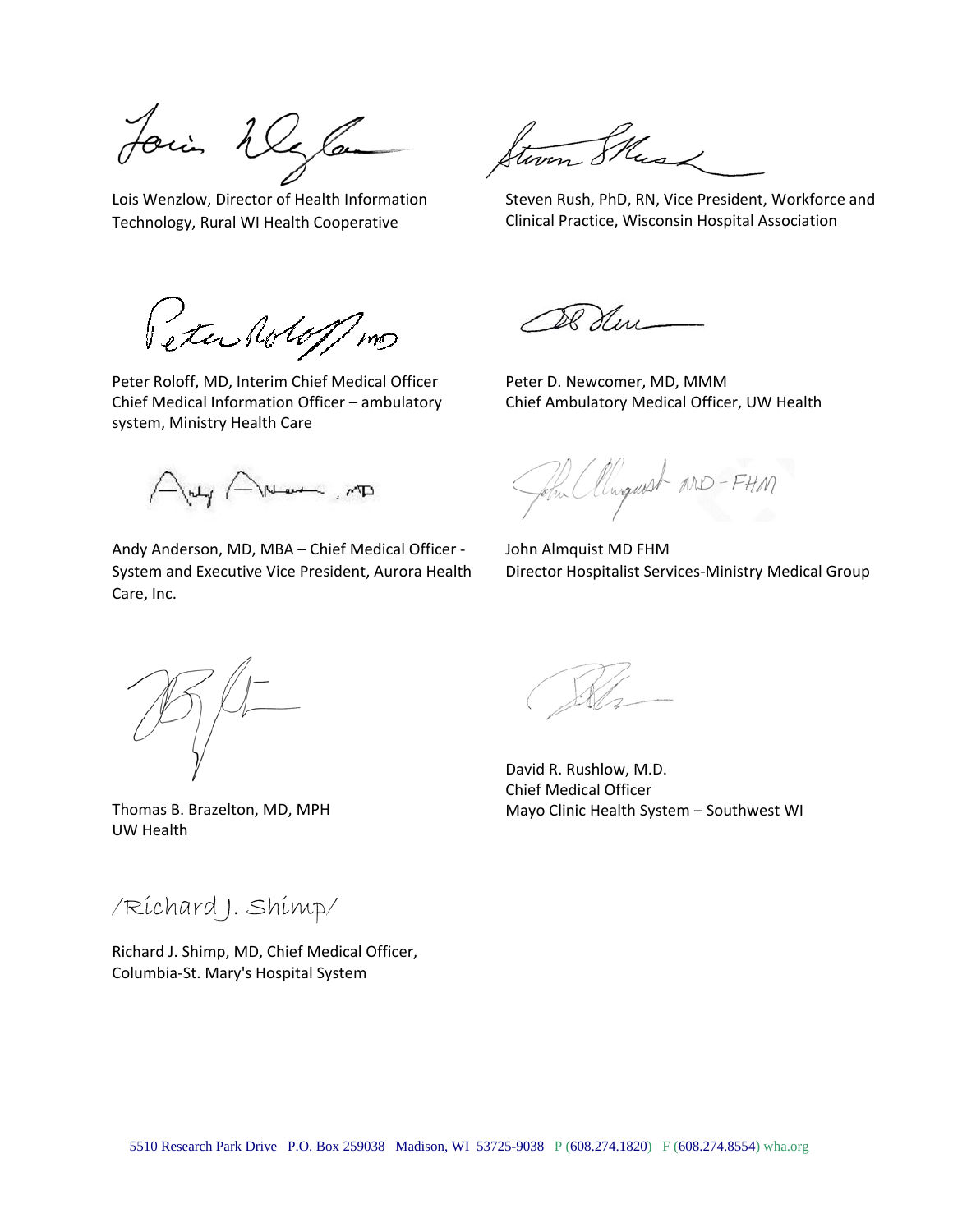Lois Wenzlow, Director of Health Information Technology, Rural WI Health Cooperative

Steven Rush, PhD, RN, Vice President, Workforce and Clinical Practice, Wisconsin Hospital Association

Peter Roloff, MD, Interim Chief Medical Officer
Chief Medical Information Officer – ambulatory system, Ministry Health Care

Peter D. Newcomer, MD, MMM
Chief Ambulatory Medical Officer, UW Health

Andy Anderson, MD, MBA – Chief Medical Officer - System and Executive Vice President, Aurora Health Care, Inc.

John Almquist MD FHM
Director Hospitalist Services-Ministry Medical Group

Thomas B. Brazelton, MD, MPH
UW Health

David R. Rushlow, M.D.
Chief Medical Officer
Mayo Clinic Health System – Southwest WI

/Richard J. Shimp/

Richard J. Shimp, MD, Chief Medical Officer, Columbia-St. Mary's Hospital System

5510 Research Park Drive P.O. Box 259038 Madison, WI 53725-9038 P (608.274.1820) F (608.274.8554) wha.org